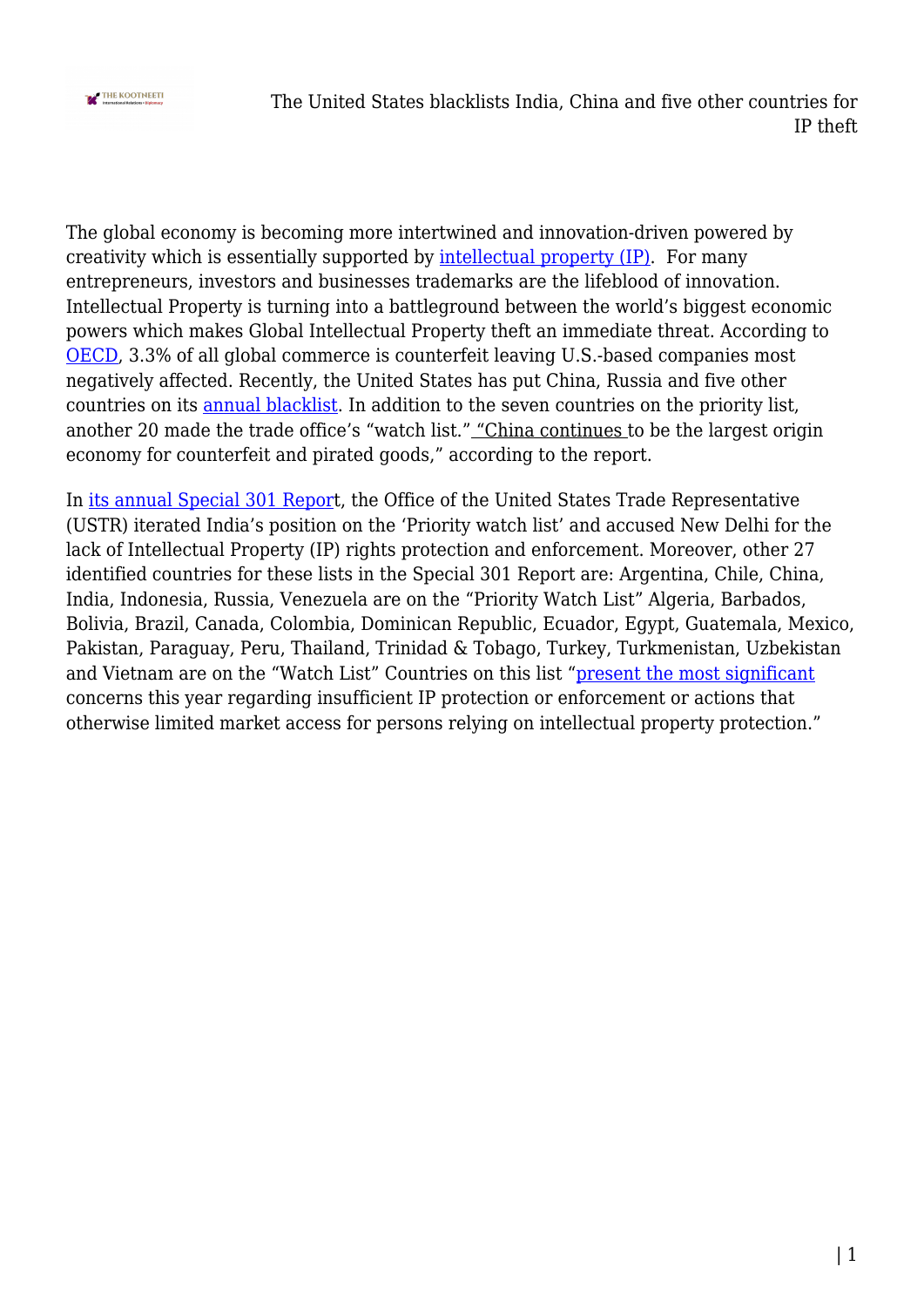The global economy is becoming more intertwined and innovation-driven powered by creativity which is essentially supported by intellectual property (IP).  For many entrepreneurs, investors and businesses trademarks are the lifeblood of innovation. Intellectual Property is turning into a battleground between the world's biggest economic powers which makes Global Intellectual Property theft an immediate threat. According to OECD, 3.3% of all global commerce is counterfeit leaving U.S.-based companies most negatively affected. Recently, the United States has put China, Russia and five other countries on its annual blacklist. In addition to the seven countries on the priority list, another 20 made the trade office's "watch list." "China continues to be the largest origin economy for counterfeit and pirated goods," according to the report.

In its annual Special 301 Report, the Office of the United States Trade Representative (USTR) iterated India's position on the 'Priority watch list' and accused New Delhi for the lack of Intellectual Property (IP) rights protection and enforcement. Moreover, other 27 identified countries for these lists in the Special 301 Report are: Argentina, Chile, China, India, Indonesia, Russia, Venezuela are on the "Priority Watch List" Algeria, Barbados, Bolivia, Brazil, Canada, Colombia, Dominican Republic, Ecuador, Egypt, Guatemala, Mexico, Pakistan, Paraguay, Peru, Thailand, Trinidad & Tobago, Turkey, Turkmenistan, Uzbekistan and Vietnam are on the "Watch List" Countries on this list "present the most significant concerns this year regarding insufficient IP protection or enforcement or actions that otherwise limited market access for persons relying on intellectual property protection."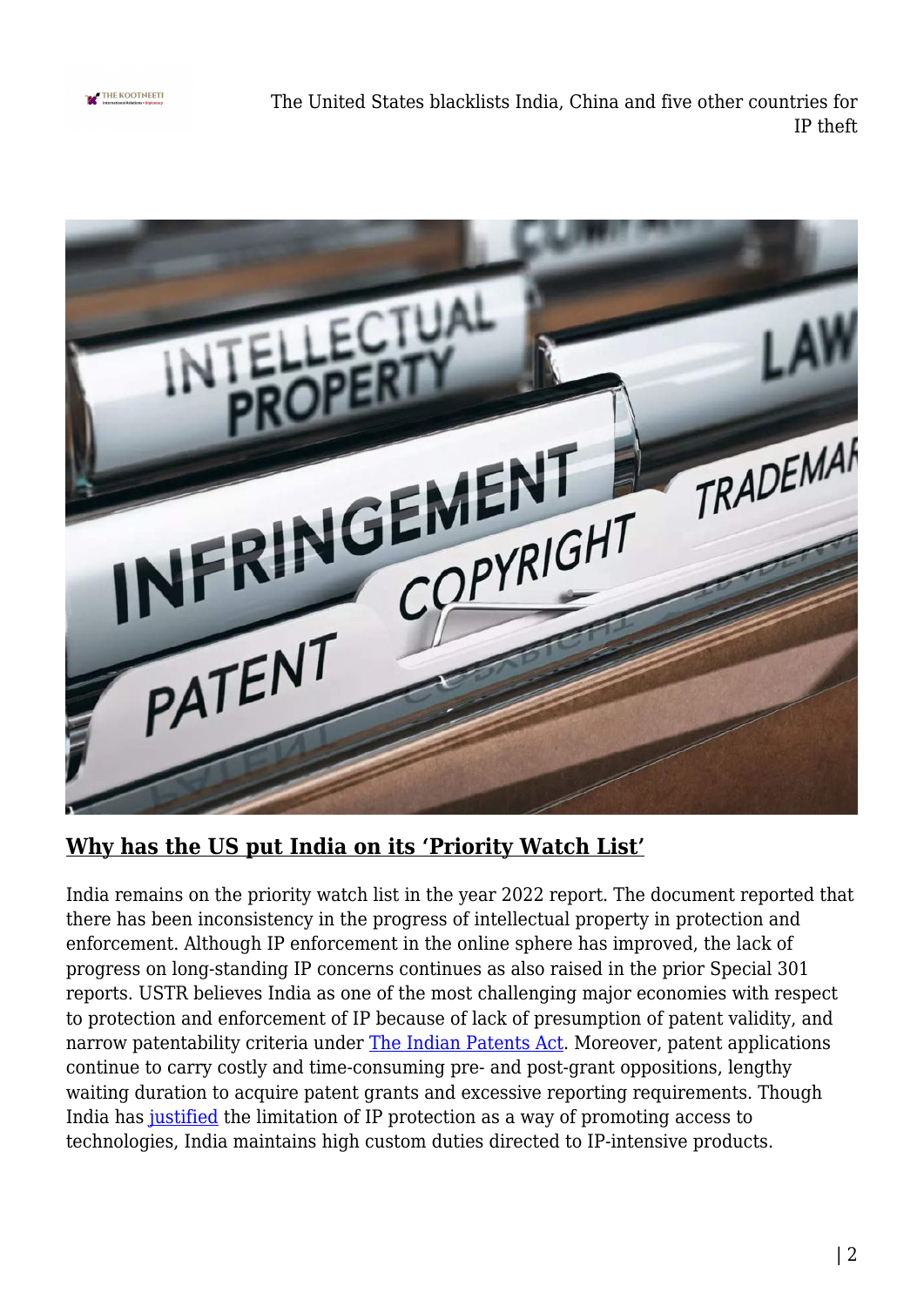## Why has the US put India on its 'Priority Watch List'

India remains on the priority watch list in the year 2022 report. The document reported that there has been inconsistency in the progress of intellectual property in protection and enforcement. Although IP enforcement in the online sphere has improved, the lack of progress on long-standing IP concerns continues as also raised in the prior Special 301 reports. USTR believes India as one of the most challenging major economies with respect to protection and enforcement of IP because of lack of presumption of patent validity, and narrow patentability criteria under The Indian Patents Act. Moreover, patent applications continue to carry costly and time-consuming pre- and post-grant oppositions, lengthy waiting duration to acquire patent grants and excessive reporting requirements. Though India has justified the limitation of IP protection as a way of promoting access to technologies, India maintains high custom duties directed to IP-intensive products.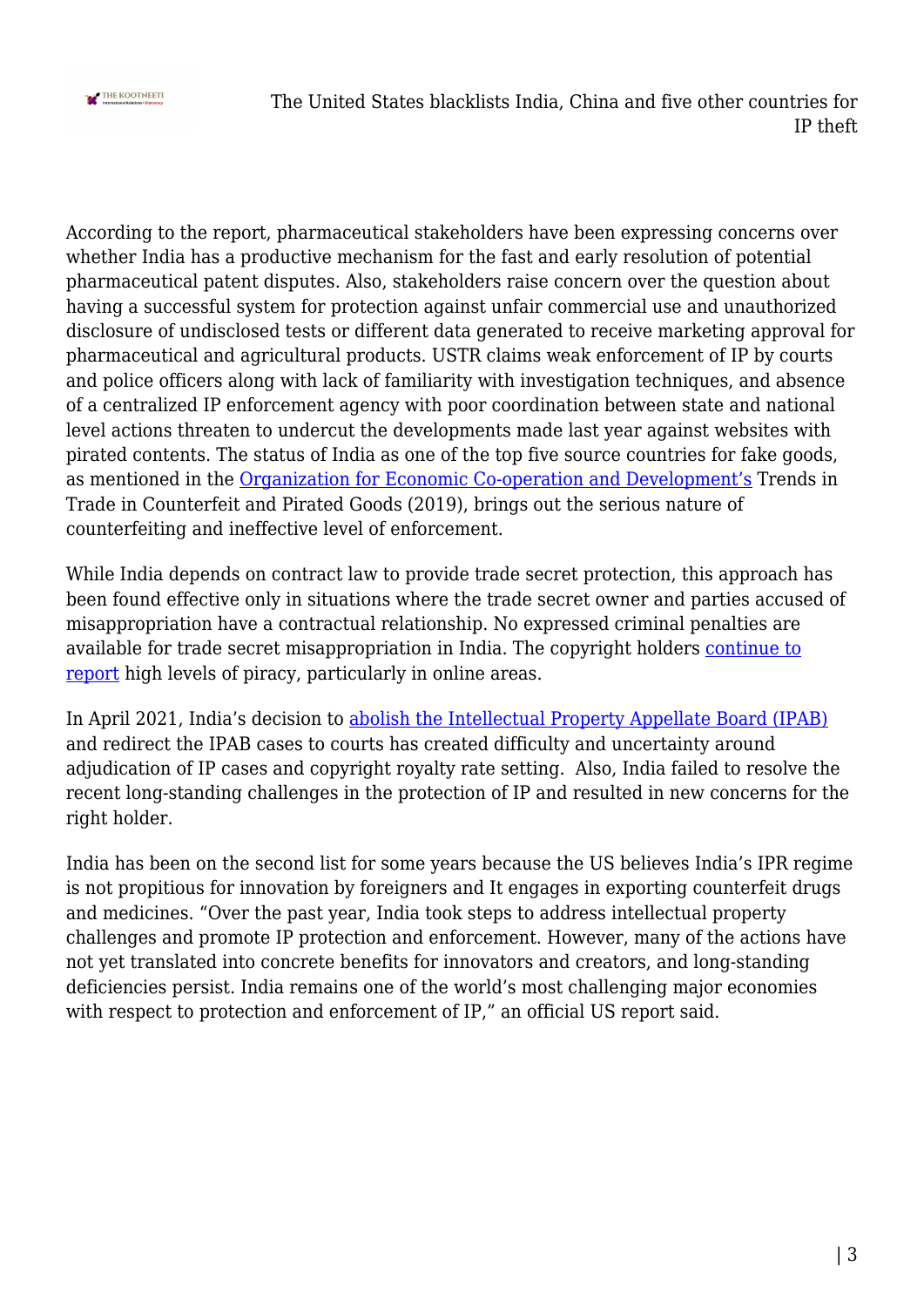According to the report, pharmaceutical stakeholders have been expressing concerns over whether India has a productive mechanism for the fast and early resolution of potential pharmaceutical patent disputes. Also, stakeholders raise concern over the question about having a successful system for protection against unfair commercial use and unauthorized disclosure of undisclosed tests or different data generated to receive marketing approval for pharmaceutical and agricultural products. USTR claims weak enforcement of IP by courts and police officers along with lack of familiarity with investigation techniques, and absence of a centralized IP enforcement agency with poor coordination between state and national level actions threaten to undercut the developments made last year against websites with pirated contents. The status of India as one of the top five source countries for fake goods, as mentioned in the Organization for Economic Co-operation and Development's Trends in Trade in Counterfeit and Pirated Goods (2019), brings out the serious nature of counterfeiting and ineffective level of enforcement.

While India depends on contract law to provide trade secret protection, this approach has been found effective only in situations where the trade secret owner and parties accused of misappropriation have a contractual relationship. No expressed criminal penalties are available for trade secret misappropriation in India. The copyright holders continue to report high levels of piracy, particularly in online areas.

In April 2021, India's decision to abolish the Intellectual Property Appellate Board (IPAB) and redirect the IPAB cases to courts has created difficulty and uncertainty around adjudication of IP cases and copyright royalty rate setting. Also, India failed to resolve the recent long-standing challenges in the protection of IP and resulted in new concerns for the right holder.

India has been on the second list for some years because the US believes India's IPR regime is not propitious for innovation by foreigners and It engages in exporting counterfeit drugs and medicines. "Over the past year, India took steps to address intellectual property challenges and promote IP protection and enforcement. However, many of the actions have not yet translated into concrete benefits for innovators and creators, and long-standing deficiencies persist. India remains one of the world's most challenging major economies with respect to protection and enforcement of IP," an official US report said.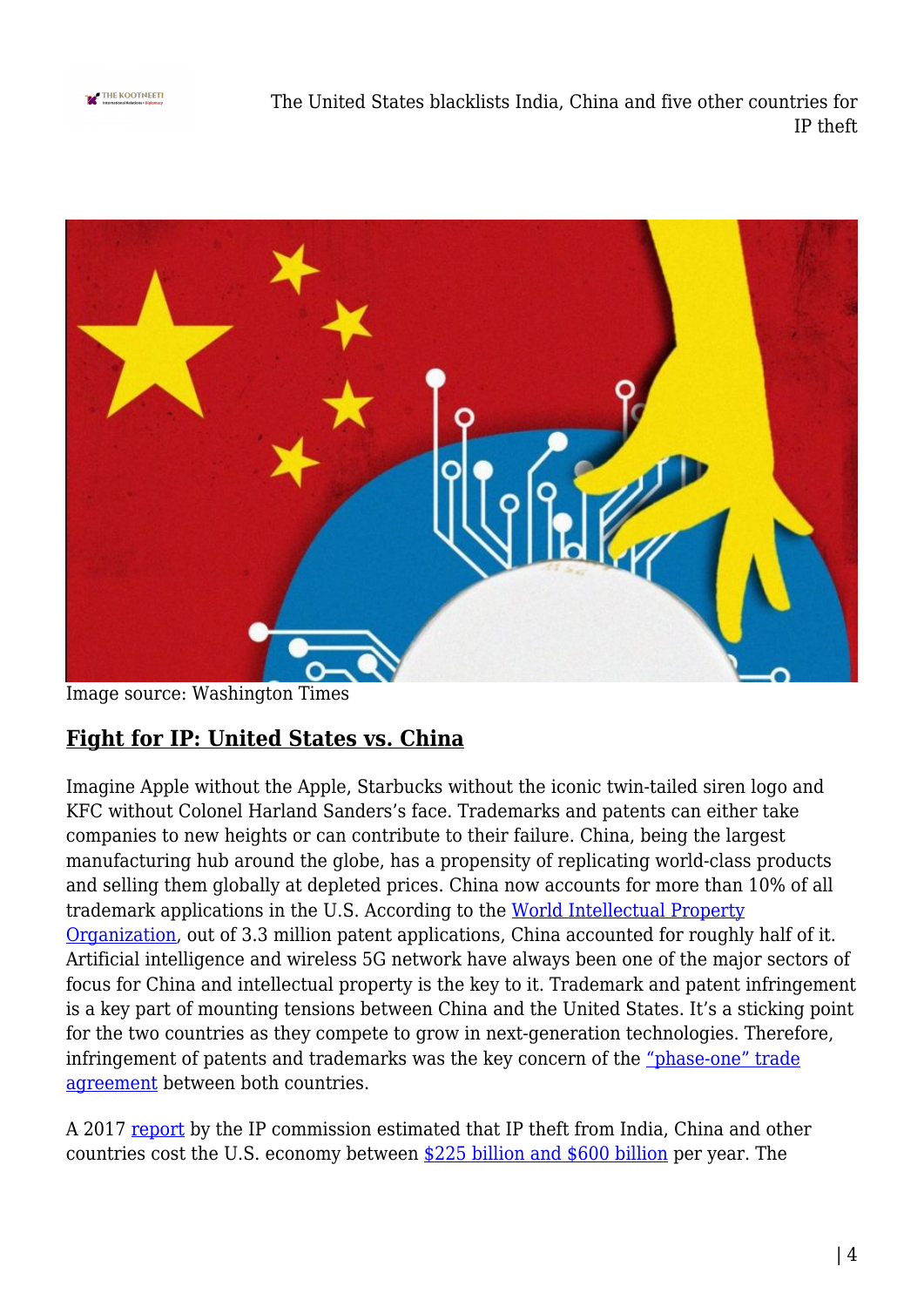Image source: Washington Times

## Fight for IP: United States vs. China

Imagine Apple without the Apple, Starbucks without the iconic twin-tailed siren logo and KFC without Colonel Harland Sanders's face. Trademarks and patents can either take companies to new heights or can contribute to their failure. China, being the largest manufacturing hub around the globe, has a propensity of replicating world-class products and selling them globally at depleted prices. China now accounts for more than 10% of all trademark applications in the U.S. According to the World Intellectual Property Organization, out of 3.3 million patent applications, China accounted for roughly half of it. Artificial intelligence and wireless 5G network have always been one of the major sectors of focus for China and intellectual property is the key to it. Trademark and patent infringement is a key part of mounting tensions between China and the United States. It's a sticking point for the two countries as they compete to grow in next-generation technologies. Therefore, infringement of patents and trademarks was the key concern of the "phase-one" trade agreement between both countries.

A 2017 report by the IP commission estimated that IP theft from India, China and other countries cost the U.S. economy between $225 billion and $600 billion per year. The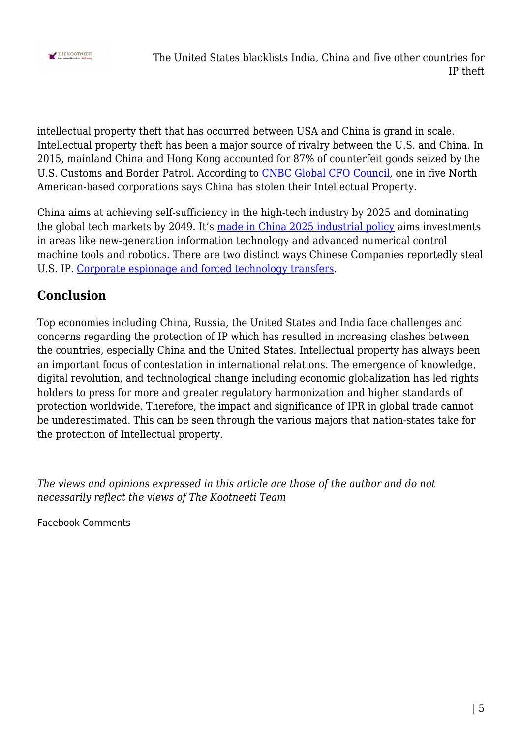intellectual property theft that has occurred between USA and China is grand in scale. Intellectual property theft has been a major source of rivalry between the U.S. and China. In 2015, mainland China and Hong Kong accounted for 87% of counterfeit goods seized by the U.S. Customs and Border Patrol. According to CNBC Global CFO Council, one in five North American-based corporations says China has stolen their Intellectual Property.

China aims at achieving self-sufficiency in the high-tech industry by 2025 and dominating the global tech markets by 2049. It's made in China 2025 industrial policy aims investments in areas like new-generation information technology and advanced numerical control machine tools and robotics. There are two distinct ways Chinese Companies reportedly steal U.S. IP. Corporate espionage and forced technology transfers.

## Conclusion

Top economies including China, Russia, the United States and India face challenges and concerns regarding the protection of IP which has resulted in increasing clashes between the countries, especially China and the United States. Intellectual property has always been an important focus of contestation in international relations. The emergence of knowledge, digital revolution, and technological change including economic globalization has led rights holders to press for more and greater regulatory harmonization and higher standards of protection worldwide. Therefore, the impact and significance of IPR in global trade cannot be underestimated. This can be seen through the various majors that nation-states take for the protection of Intellectual property.

*The views and opinions expressed in this article are those of the author and do not necessarily reflect the views of The Kootneeti Team*

Facebook Comments